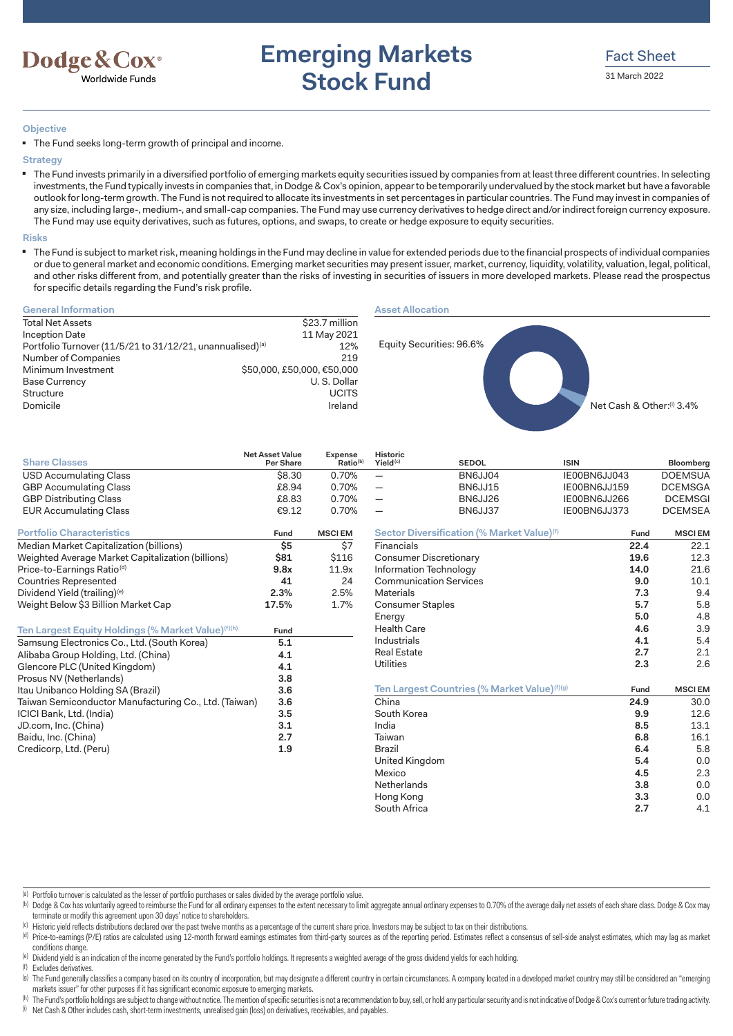Dodge & Cox®
Worldwide Funds

# Emerging Markets Stock Fund

Fact Sheet
31 March 2022

### Objective

- The Fund seeks long-term growth of principal and income.

### Strategy

- The Fund invests primarily in a diversified portfolio of emerging markets equity securities issued by companies from at least three different countries. In selecting investments, the Fund typically invests in companies that, in Dodge & Cox's opinion, appear to be temporarily undervalued by the stock market but have a favorable outlook for long-term growth. The Fund is not required to allocate its investments in set percentages in particular countries. The Fund may invest in companies of any size, including large-, medium-, and small-cap companies. The Fund may use currency derivatives to hedge direct and/or indirect foreign currency exposure. The Fund may use equity derivatives, such as futures, options, and swaps, to create or hedge exposure to equity securities.

### Risks

- The Fund is subject to market risk, meaning holdings in the Fund may decline in value for extended periods due to the financial prospects of individual companies or due to general market and economic conditions. Emerging market securities may present issuer, market, currency, liquidity, volatility, valuation, legal, political, and other risks different from, and potentially greater than the risks of investing in securities of issuers in more developed markets. Please read the prospectus for specific details regarding the Fund's risk profile.

### General Information

| | |
|---|---|
| Total Net Assets | $23.7 million |
| Inception Date | 11 May 2021 |
| Portfolio Turnover (11/5/21 to 31/12/21, unannualised)[a] | 12% |
| Number of Companies | 219 |
| Minimum Investment | $50,000, £50,000, €50,000 |
| Base Currency | U. S. Dollar |
| Structure | UCITS |
| Domicile | Ireland |

### Asset Allocation

- Equity Securities: 96.6%
- Net Cash & Other:[i] 3.4%

### Share Classes

| Share Classes | Net Asset Value Per Share | Expense Ratio[b] | Historic Yield[c] | SEDOL | ISIN | Bloomberg |
|---|---|---|---|---|---|---|
| USD Accumulating Class | $8.30 | 0.70% | — | BN6JJ04 | IE00BN6JJ043 | DOEMSUA |
| GBP Accumulating Class | £8.94 | 0.70% | — | BN6JJ15 | IE00BN6JJ159 | DCEMSGA |
| GBP Distributing Class | £8.83 | 0.70% | — | BN6JJ26 | IE00BN6JJ266 | DCEMSGI |
| EUR Accumulating Class | €9.12 | 0.70% | — | BN6JJ37 | IE00BN6JJ373 | DCEMSEA |

### Portfolio Characteristics

| Portfolio Characteristics | Fund | MSCI EM |
|---|---|---|
| Median Market Capitalization (billions) | **$5** | $7 |
| Weighted Average Market Capitalization (billions) | **$81** | $116 |
| Price-to-Earnings Ratio[d] | **9.8x** | 11.9x |
| Countries Represented | **41** | 24 |
| Dividend Yield (trailing)[e] | **2.3%** | 2.5% |
| Weight Below $3 Billion Market Cap | **17.5%** | 1.7% |

### Ten Largest Equity Holdings (% Market Value)[f][h]

| Ten Largest Equity Holdings (% Market Value)[f][h] | Fund |
|---|---|
| Samsung Electronics Co., Ltd. (South Korea) | **5.1** |
| Alibaba Group Holding, Ltd. (China) | **4.1** |
| Glencore PLC (United Kingdom) | **4.1** |
| Prosus NV (Netherlands) | **3.8** |
| Itau Unibanco Holding SA (Brazil) | **3.6** |
| Taiwan Semiconductor Manufacturing Co., Ltd. (Taiwan) | **3.6** |
| ICICI Bank, Ltd. (India) | **3.5** |
| JD.com, Inc. (China) | **3.1** |
| Baidu, Inc. (China) | **2.7** |
| Credicorp, Ltd. (Peru) | **1.9** |

### Sector Diversification (% Market Value)[f]

| Sector Diversification (% Market Value)[f] | Fund | MSCI EM |
|---|---|---|
| Financials | **22.4** | 22.1 |
| Consumer Discretionary | **19.6** | 12.3 |
| Information Technology | **14.0** | 21.6 |
| Communication Services | **9.0** | 10.1 |
| Materials | **7.3** | 9.4 |
| Consumer Staples | **5.7** | 5.8 |
| Energy | **5.0** | 4.8 |
| Health Care | **4.6** | 3.9 |
| Industrials | **4.1** | 5.4 |
| Real Estate | **2.7** | 2.1 |
| Utilities | **2.3** | 2.6 |

### Ten Largest Countries (% Market Value)[f][g]

| Ten Largest Countries (% Market Value)[f][g] | Fund | MSCI EM |
|---|---|---|
| China | **24.9** | 30.0 |
| South Korea | **9.9** | 12.6 |
| India | **8.5** | 13.1 |
| Taiwan | **6.8** | 16.1 |
| Brazil | **6.4** | 5.8 |
| United Kingdom | **5.4** | 0.0 |
| Mexico | **4.5** | 2.3 |
| Netherlands | **3.8** | 0.0 |
| Hong Kong | **3.3** | 0.0 |
| South Africa | **2.7** | 4.1 |

---

[a] Portfolio turnover is calculated as the lesser of portfolio purchases or sales divided by the average portfolio value.
[b] Dodge & Cox has voluntarily agreed to reimburse the Fund for all ordinary expenses to the extent necessary to limit aggregate annual ordinary expenses to 0.70% of the average daily net assets of each share class. Dodge & Cox may terminate or modify this agreement upon 30 days' notice to shareholders.
[c] Historic yield reflects distributions declared over the past twelve months as a percentage of the current share price. Investors may be subject to tax on their distributions.
[d] Price-to-earnings (P/E) ratios are calculated using 12-month forward earnings estimates from third-party sources as of the reporting period. Estimates reflect a consensus of sell-side analyst estimates, which may lag as market conditions change.
[e] Dividend yield is an indication of the income generated by the Fund's portfolio holdings. It represents a weighted average of the gross dividend yields for each holding.
[f] Excludes derivatives.
[g] The Fund generally classifies a company based on its country of incorporation, but may designate a different country in certain circumstances. A company located in a developed market country may still be considered an "emerging markets issuer" for other purposes if it has significant economic exposure to emerging markets.
[h] The Fund's portfolio holdings are subject to change without notice. The mention of specific securities is not a recommendation to buy, sell, or hold any particular security and is not indicative of Dodge & Cox's current or future trading activity.
[i] Net Cash & Other includes cash, short-term investments, unrealised gain (loss) on derivatives, receivables, and payables.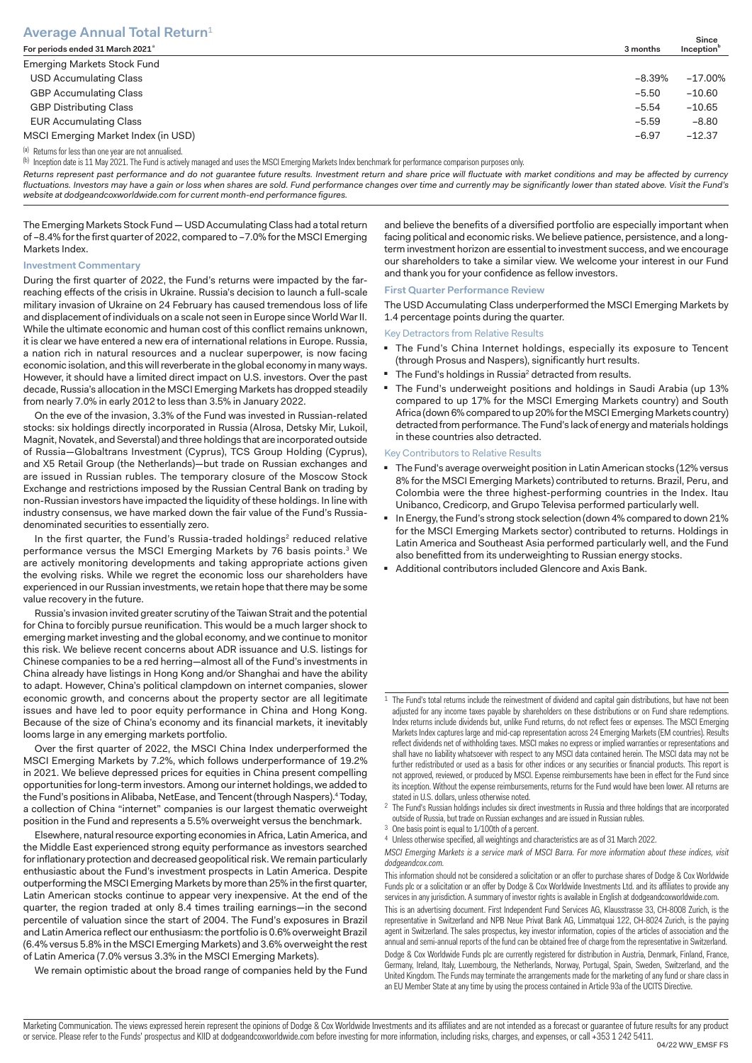## Average Annual Total Return[1]

| For periods ended 31 March 2021[a] | 3 months | Since Inception[b] |
|---|---|---|
| Emerging Markets Stock Fund | | |
| USD Accumulating Class | −8.39% | −17.00% |
| GBP Accumulating Class | −5.50 | −10.60 |
| GBP Distributing Class | −5.54 | −10.65 |
| EUR Accumulating Class | −5.59 | −8.80 |
| MSCI Emerging Market Index (in USD) | −6.97 | −12.37 |

(a) Returns for less than one year are not annualised.

(b) Inception date is 11 May 2021. The Fund is actively managed and uses the MSCI Emerging Markets Index benchmark for performance comparison purposes only.

*Returns represent past performance and do not guarantee future results. Investment return and share price will fluctuate with market conditions and may be affected by currency fluctuations. Investors may have a gain or loss when shares are sold. Fund performance changes over time and currently may be significantly lower than stated above. Visit the Fund's website at dodgeandcoxworldwide.com for current month-end performance figures.*

The Emerging Markets Stock Fund — USD Accumulating Class had a total return of −8.4% for the first quarter of 2022, compared to −7.0% for the MSCI Emerging Markets Index.

### Investment Commentary

During the first quarter of 2022, the Fund's returns were impacted by the far-reaching effects of the crisis in Ukraine. Russia's decision to launch a full-scale military invasion of Ukraine on 24 February has caused tremendous loss of life and displacement of individuals on a scale not seen in Europe since World War II. While the ultimate economic and human cost of this conflict remains unknown, it is clear we have entered a new era of international relations in Europe. Russia, a nation rich in natural resources and a nuclear superpower, is now facing economic isolation, and this will reverberate in the global economy in many ways. However, it should have a limited direct impact on U.S. investors. Over the past decade, Russia's allocation in the MSCI Emerging Markets has dropped steadily from nearly 7.0% in early 2012 to less than 3.5% in January 2022.

On the eve of the invasion, 3.3% of the Fund was invested in Russian-related stocks: six holdings directly incorporated in Russia (Alrosa, Detsky Mir, Lukoil, Magnit, Novatek, and Severstal) and three holdings that are incorporated outside of Russia—Globaltrans Investment (Cyprus), TCS Group Holding (Cyprus), and X5 Retail Group (the Netherlands)—but trade on Russian exchanges and are issued in Russian rubles. The temporary closure of the Moscow Stock Exchange and restrictions imposed by the Russian Central Bank on trading by non-Russian investors have impacted the liquidity of these holdings. In line with industry consensus, we have marked down the fair value of the Fund's Russia-denominated securities to essentially zero.

In the first quarter, the Fund's Russia-traded holdings[2] reduced relative performance versus the MSCI Emerging Markets by 76 basis points.[3] We are actively monitoring developments and taking appropriate actions given the evolving risks. While we regret the economic loss our shareholders have experienced in our Russian investments, we retain hope that there may be some value recovery in the future.

Russia's invasion invited greater scrutiny of the Taiwan Strait and the potential for China to forcibly pursue reunification. This would be a much larger shock to emerging market investing and the global economy, and we continue to monitor this risk. We believe recent concerns about ADR issuance and U.S. listings for Chinese companies to be a red herring—almost all of the Fund's investments in China already have listings in Hong Kong and/or Shanghai and have the ability to adapt. However, China's political clampdown on internet companies, slower economic growth, and concerns about the property sector are all legitimate issues and have led to poor equity performance in China and Hong Kong. Because of the size of China's economy and its financial markets, it inevitably looms large in any emerging markets portfolio.

Over the first quarter of 2022, the MSCI China Index underperformed the MSCI Emerging Markets by 7.2%, which follows underperformance of 19.2% in 2021. We believe depressed prices for equities in China present compelling opportunities for long-term investors. Among our internet holdings, we added to the Fund's positions in Alibaba, NetEase, and Tencent (through Naspers).[4] Today, a collection of China "internet" companies is our largest thematic overweight position in the Fund and represents a 5.5% overweight versus the benchmark.

Elsewhere, natural resource exporting economies in Africa, Latin America, and the Middle East experienced strong equity performance as investors searched for inflationary protection and decreased geopolitical risk. We remain particularly enthusiastic about the Fund's investment prospects in Latin America. Despite outperforming the MSCI Emerging Markets by more than 25% in the first quarter, Latin American stocks continue to appear very inexpensive. At the end of the quarter, the region traded at only 8.4 times trailing earnings—in the second percentile of valuation since the start of 2004. The Fund's exposures in Brazil and Latin America reflect our enthusiasm: the portfolio is 0.6% overweight Brazil (6.4% versus 5.8% in the MSCI Emerging Markets) and 3.6% overweight the rest of Latin America (7.0% versus 3.3% in the MSCI Emerging Markets).

We remain optimistic about the broad range of companies held by the Fund and believe the benefits of a diversified portfolio are especially important when facing political and economic risks. We believe patience, persistence, and a long-term investment horizon are essential to investment success, and we encourage our shareholders to take a similar view. We welcome your interest in our Fund and thank you for your confidence as fellow investors.

### First Quarter Performance Review

The USD Accumulating Class underperformed the MSCI Emerging Markets by 1.4 percentage points during the quarter.

#### Key Detractors from Relative Results

- The Fund's China Internet holdings, especially its exposure to Tencent (through Prosus and Naspers), significantly hurt results.
- The Fund's holdings in Russia[2] detracted from results.
- The Fund's underweight positions and holdings in Saudi Arabia (up 13% compared to up 17% for the MSCI Emerging Markets country) and South Africa (down 6% compared to up 20% for the MSCI Emerging Markets country) detracted from performance. The Fund's lack of energy and materials holdings in these countries also detracted.

#### Key Contributors to Relative Results

- The Fund's average overweight position in Latin American stocks (12% versus 8% for the MSCI Emerging Markets) contributed to returns. Brazil, Peru, and Colombia were the three highest-performing countries in the Index. Itau Unibanco, Credicorp, and Grupo Televisa performed particularly well.
- In Energy, the Fund's strong stock selection (down 4% compared to down 21% for the MSCI Emerging Markets sector) contributed to returns. Holdings in Latin America and Southeast Asia performed particularly well, and the Fund also benefitted from its underweighting to Russian energy stocks.
- Additional contributors included Glencore and Axis Bank.

[1] The Fund's total returns include the reinvestment of dividend and capital gain distributions, but have not been adjusted for any income taxes payable by shareholders on these distributions or on Fund share redemptions. Index returns include dividends but, unlike Fund returns, do not reflect fees or expenses. The MSCI Emerging Markets Index captures large and mid-cap representation across 24 Emerging Markets (EM countries). Results reflect dividends net of withholding taxes. MSCI makes no express or implied warranties or representations and shall have no liability whatsoever with respect to any MSCI data contained herein. The MSCI data may not be further redistributed or used as a basis for other indices or any securities or financial products. This report is not approved, reviewed, or produced by MSCI. Expense reimbursements have been in effect for the Fund since its inception. Without the expense reimbursements, returns for the Fund would have been lower. All returns are stated in U.S. dollars, unless otherwise noted.

[2] The Fund's Russian holdings includes six direct investments in Russia and three holdings that are incorporated outside of Russia, but trade on Russian exchanges and are issued in Russian rubles.

[3] One basis point is equal to 1/100th of a percent.

[4] Unless otherwise specified, all weightings and characteristics are as of 31 March 2022.

*MSCI Emerging Markets is a service mark of MSCI Barra. For more information about these indices, visit dodgeandcox.com.*

This information should not be considered a solicitation or an offer to purchase shares of Dodge & Cox Worldwide Funds plc or a solicitation or an offer by Dodge & Cox Worldwide Investments Ltd. and its affiliates to provide any services in any jurisdiction. A summary of investor rights is available in English at dodgeandcoxworldwide.com.

This is an advertising document. First Independent Fund Services AG, Klausstrasse 33, CH-8008 Zurich, is the representative in Switzerland and NPB Neue Privat Bank AG, Limmatquai 122, CH-8024 Zurich, is the paying agent in Switzerland. The sales prospectus, key investor information, copies of the articles of association and the annual and semi-annual reports of the fund can be obtained free of charge from the representative in Switzerland.

Dodge & Cox Worldwide Funds plc are currently registered for distribution in Austria, Denmark, Finland, France, Germany, Ireland, Italy, Luxembourg, the Netherlands, Norway, Portugal, Spain, Sweden, Switzerland, and the United Kingdom. The Funds may terminate the arrangements made for the marketing of any fund or share class in an EU Member State at any time by using the process contained in Article 93a of the UCITS Directive.

Marketing Communication. The views expressed herein represent the opinions of Dodge & Cox Worldwide Investments and its affiliates and are not intended as a forecast or guarantee of future results for any product or service. Please refer to the Funds' prospectus and KIID at dodgeandcoxworldwide.com before investing for more information, including risks, charges, and expenses, or call +353 1 242 5411.

04/22 WW_EMSF FS